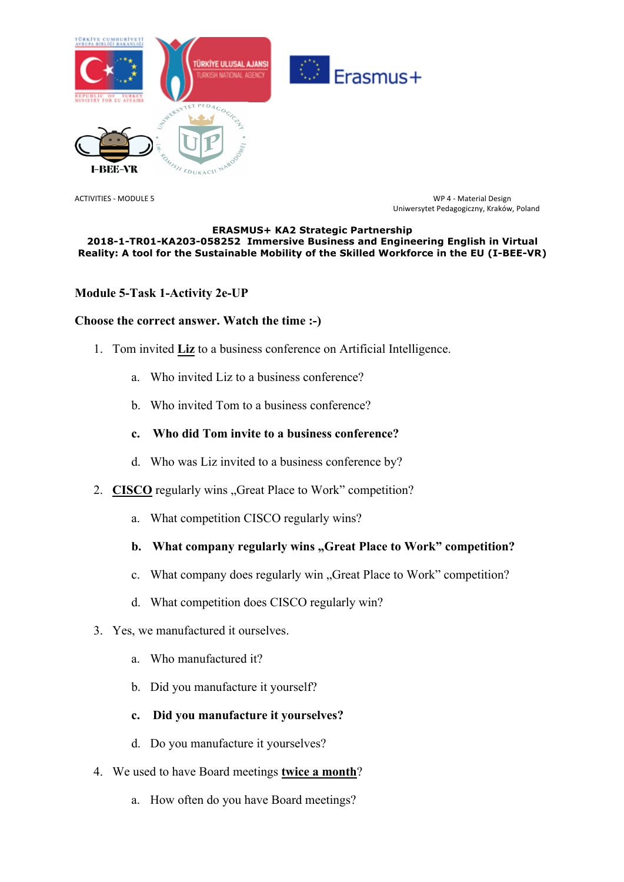ACTIVITIES - MODULE 5

WP 4 - Material Design
Uniwersytet Pedagogiczny, Kraków, Poland

**ERASMUS+ KA2 Strategic Partnership**
**2018-1-TR01-KA203-058252 Immersive Business and Engineering English in Virtual Reality: A tool for the Sustainable Mobility of the Skilled Workforce in the EU (I-BEE-VR)**

**Module 5-Task 1-Activity 2e-UP**

**Choose the correct answer. Watch the time :-)**

1. Tom invited **Liz** to a business conference on Artificial Intelligence.
    a. Who invited Liz to a business conference?
    b. Who invited Tom to a business conference?
    c. **Who did Tom invite to a business conference?**
    d. Who was Liz invited to a business conference by?

2. **CISCO** regularly wins „Great Place to Work" competition?
    a. What competition CISCO regularly wins?
    b. **What company regularly wins „Great Place to Work" competition?**
    c. What company does regularly win „Great Place to Work" competition?
    d. What competition does CISCO regularly win?

3. Yes, we manufactured it ourselves.
    a. Who manufactured it?
    b. Did you manufacture it yourself?
    c. **Did you manufacture it yourselves?**
    d. Do you manufacture it yourselves?

4. We used to have Board meetings **twice a month**?
    a. How often do you have Board meetings?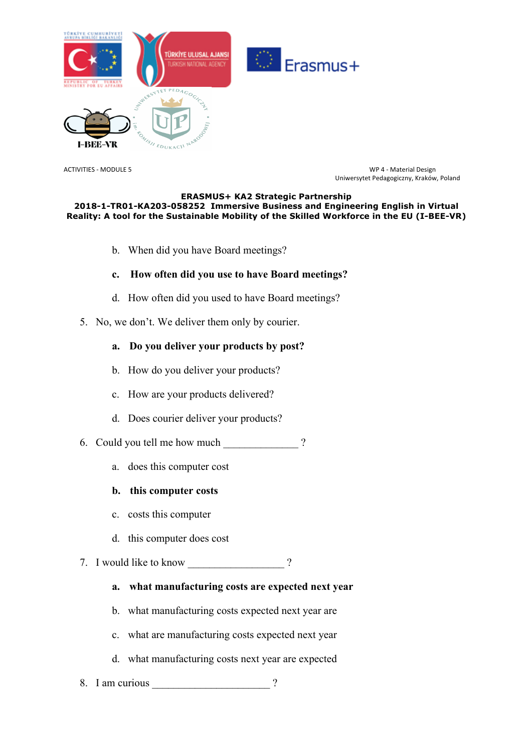ACTIVITIES - MODULE 5

WP 4 - Material Design
Uniwersytet Pedagogiczny, Kraków, Poland

**ERASMUS+ KA2 Strategic Partnership**
**2018-1-TR01-KA203-058252 Immersive Business and Engineering English in Virtual Reality: A tool for the Sustainable Mobility of the Skilled Workforce in the EU (I-BEE-VR)**

b. When did you have Board meetings?

**c. How often did you use to have Board meetings?**

d. How often did you used to have Board meetings?

5. No, we don't. We deliver them only by courier.

   **a. Do you deliver your products by post?**

   b. How do you deliver your products?

   c. How are your products delivered?

   d. Does courier deliver your products?

6. Could you tell me how much ______________ ?

   a. does this computer cost

   **b. this computer costs**

   c. costs this computer

   d. this computer does cost

7. I would like to know __________________ ?

   **a. what manufacturing costs are expected next year**

   b. what manufacturing costs expected next year are

   c. what are manufacturing costs expected next year

   d. what manufacturing costs next year are expected

8. I am curious ______________________ ?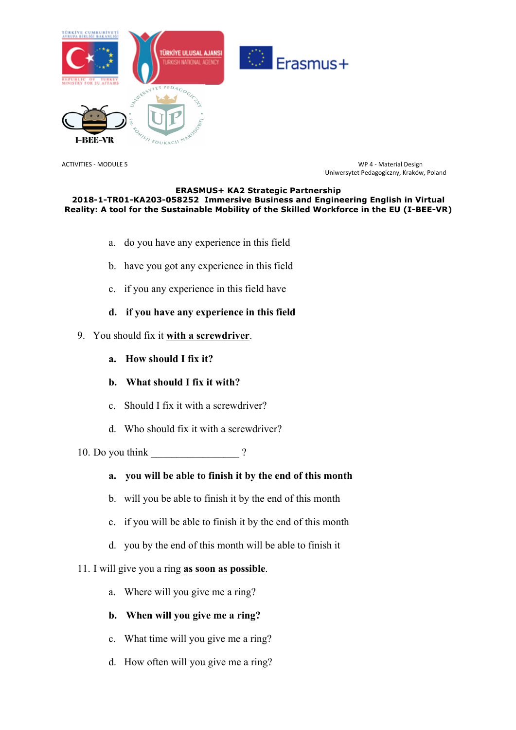a. do you have any experience in this field

b. have you got any experience in this field

c. if you any experience in this field have

**d. if you have any experience in this field**

9. You should fix it **with a screwdriver**.

**a. How should I fix it?**

**b. What should I fix it with?**

c. Should I fix it with a screwdriver?

d. Who should fix it with a screwdriver?

10. Do you think _________________ ?

**a. you will be able to finish it by the end of this month**

b. will you be able to finish it by the end of this month

c. if you will be able to finish it by the end of this month

d. you by the end of this month will be able to finish it

11. I will give you a ring **as soon as possible**.

a. Where will you give me a ring?

**b. When will you give me a ring?**

c. What time will you give me a ring?

d. How often will you give me a ring?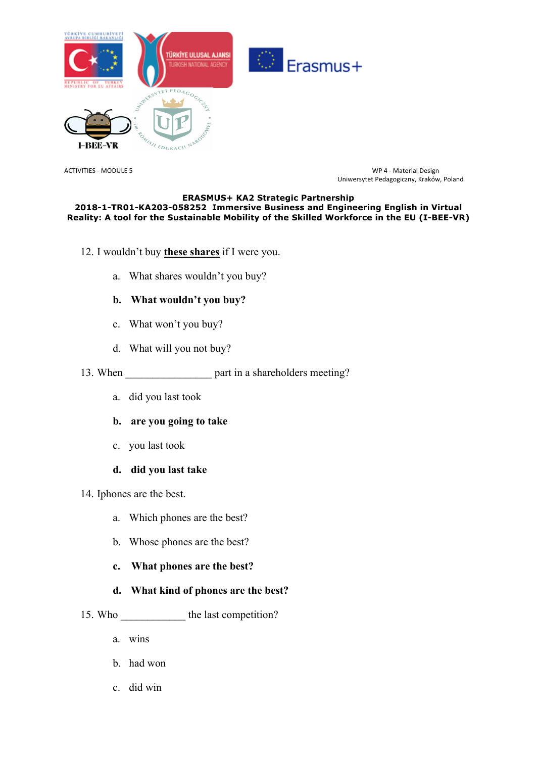ACTIVITIES - MODULE 5

WP 4 - Material Design
Uniwersytet Pedagogiczny, Kraków, Poland

**ERASMUS+ KA2 Strategic Partnership**
**2018-1-TR01-KA203-058252 Immersive Business and Engineering English in Virtual Reality: A tool for the Sustainable Mobility of the Skilled Workforce in the EU (I-BEE-VR)**

12. I wouldn't buy **<u>these shares</u>** if I were you.

    a. What shares wouldn't you buy?

    **b. What wouldn't you buy?**

    c. What won't you buy?

    d. What will you not buy?

13. When ________________ part in a shareholders meeting?

    a. did you last took

    **b. are you going to take**

    c. you last took

    **d. did you last take**

14. Iphones are the best.

    a. Which phones are the best?

    b. Whose phones are the best?

    **c. What phones are the best?**

    **d. What kind of phones are the best?**

15. Who ____________ the last competition?

    a. wins

    b. had won

    c. did win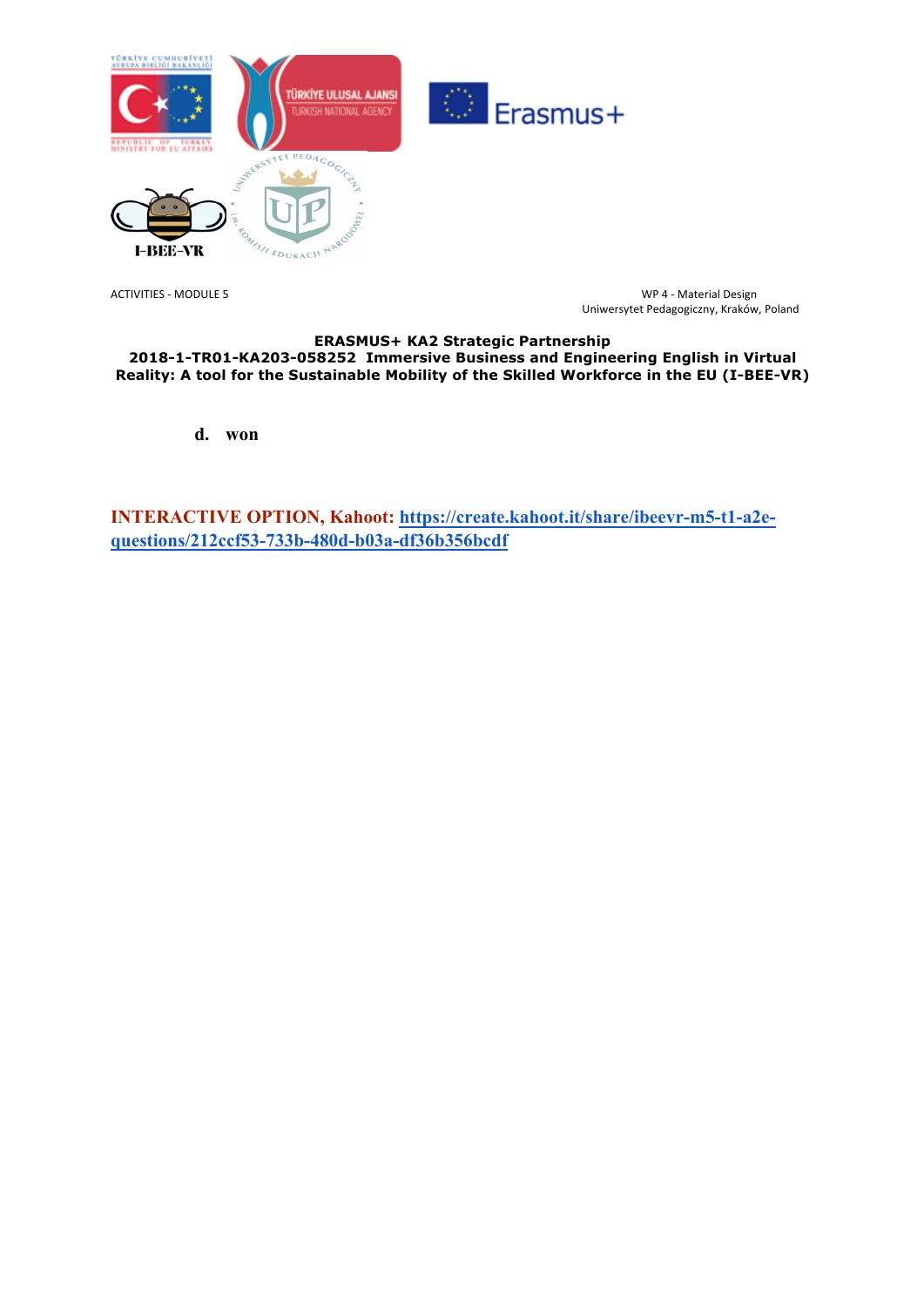d. won

**INTERACTIVE OPTION, Kahoot:** [https://create.kahoot.it/share/ibeevr-m5-t1-a2e-questions/212ccf53-733b-480d-b03a-df36b356bcdf](https://create.kahoot.it/share/ibeevr-m5-t1-a2e-questions/212ccf53-733b-480d-b03a-df36b356bcdf)